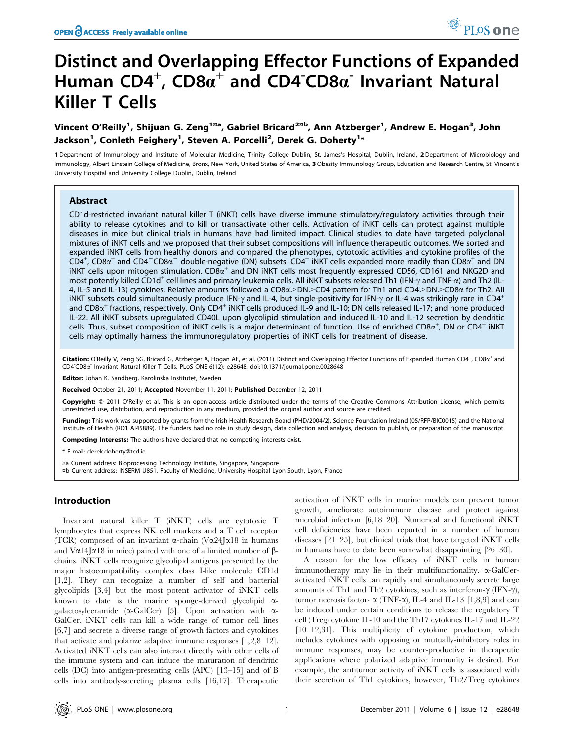# Distinct and Overlapping Effector Functions of Expanded Human CD4$^+$, CD8$\alpha^+$ and CD4$^-$CD8$\alpha^-$ Invariant Natural Killer T Cells

**Vincent O'Reilly[1], Shijuan G. Zeng[1¤a], Gabriel Bricard[2¤b], Ann Atzberger[1], Andrew E. Hogan[3], John Jackson[1], Conleth Feighery[1], Steven A. Porcelli[2], Derek G. Doherty[1]***

1 Department of Immunology and Institute of Molecular Medicine, Trinity College Dublin, St. James's Hospital, Dublin, Ireland, 2 Department of Microbiology and Immunology, Albert Einstein College of Medicine, Bronx, New York, United States of America, 3 Obesity Immunology Group, Education and Research Centre, St. Vincent's University Hospital and University College Dublin, Dublin, Ireland

## Abstract

CD1d-restricted invariant natural killer T (iNKT) cells have diverse immune stimulatory/regulatory activities through their ability to release cytokines and to kill or transactivate other cells. Activation of iNKT cells can protect against multiple diseases in mice but clinical trials in humans have had limited impact. Clinical studies to date have targeted polyclonal mixtures of iNKT cells and we proposed that their subset compositions will influence therapeutic outcomes. We sorted and expanded iNKT cells from healthy donors and compared the phenotypes, cytotoxic activities and cytokine profiles of the CD4$^+$, CD8$\alpha^+$ and CD4$^-$CD8$\alpha^-$ double-negative (DN) subsets. CD4$^+$ iNKT cells expanded more readily than CD8$\alpha^+$ and DN iNKT cells upon mitogen stimulation. CD8$\alpha^+$ and DN iNKT cells most frequently expressed CD56, CD161 and NKG2D and most potently killed CD1d$^+$ cell lines and primary leukemia cells. All iNKT subsets released Th1 (IFN-$\gamma$ and TNF-$\alpha$) and Th2 (IL-4, IL-5 and IL-13) cytokines. Relative amounts followed a CD8$\alpha$>DN>CD4 pattern for Th1 and CD4>DN>CD8$\alpha$ for Th2. All iNKT subsets could simultaneously produce IFN-$\gamma$ and IL-4, but single-positivity for IFN-$\gamma$ or IL-4 was strikingly rare in CD4$^+$ and CD8$\alpha^+$ fractions, respectively. Only CD4$^+$ iNKT cells produced IL-9 and IL-10; DN cells released IL-17; and none produced IL-22. All iNKT subsets upregulated CD40L upon glycolipid stimulation and induced IL-10 and IL-12 secretion by dendritic cells. Thus, subset composition of iNKT cells is a major determinant of function. Use of enriched CD8$\alpha^+$, DN or CD4$^+$ iNKT cells may optimally harness the immunoregulatory properties of iNKT cells for treatment of disease.

**Citation:** O'Reilly V, Zeng SG, Bricard G, Atzberger A, Hogan AE, et al. (2011) Distinct and Overlapping Effector Functions of Expanded Human CD4$^+$, CD8$\alpha^+$ and CD4$^-$CD8$\alpha^-$ Invariant Natural Killer T Cells. PLoS ONE 6(12): e28648. doi:10.1371/journal.pone.0028648

**Editor:** Johan K. Sandberg, Karolinska Institutet, Sweden

**Received** October 21, 2011; **Accepted** November 11, 2011; **Published** December 12, 2011

**Copyright:** © 2011 O'Reilly et al. This is an open-access article distributed under the terms of the Creative Commons Attribution License, which permits unrestricted use, distribution, and reproduction in any medium, provided the original author and source are credited.

**Funding:** This work was supported by grants from the Irish Health Research Board (PHD/2004/2), Science Foundation Ireland (05/RFP/BIC0015) and the National Institute of Health (RO1 AI45889). The funders had no role in study design, data collection and analysis, decision to publish, or preparation of the manuscript.

**Competing Interests:** The authors have declared that no competing interests exist.

\* E-mail: derek.doherty@tcd.ie

¤a Current address: Bioprocessing Technology Institute, Singapore, Singapore

¤b Current address: INSERM U851, Faculty of Medicine, University Hospital Lyon-South, Lyon, France

## Introduction

Invariant natural killer T (iNKT) cells are cytotoxic T lymphocytes that express NK cell markers and a T cell receptor (TCR) composed of an invariant $\alpha$-chain (V$\alpha$24J$\alpha$18 in humans and V$\alpha$14J$\alpha$18 in mice) paired with one of a limited number of $\beta$-chains. iNKT cells recognize glycolipid antigens presented by the major histocompatibility complex class I-like molecule CD1d [1,2]. They can recognize a number of self and bacterial glycolipids [3,4] but the most potent activator of iNKT cells known to date is the marine sponge-derived glycolipid $\alpha$-galactosylceramide ($\alpha$-GalCer) [5]. Upon activation with $\alpha$-GalCer, iNKT cells can kill a wide range of tumor cell lines [6,7] and secrete a diverse range of growth factors and cytokines that activate and polarize adaptive immune responses [1,2,8–12]. Activated iNKT cells can also interact directly with other cells of the immune system and can induce the maturation of dendritic cells (DC) into antigen-presenting cells (APC) [13–15] and of B cells into antibody-secreting plasma cells [16,17]. Therapeutic activation of iNKT cells in murine models can prevent tumor growth, ameliorate autoimmune disease and protect against microbial infection [6,18–20]. Numerical and functional iNKT cell deficiencies have been reported in a number of human diseases [21–25], but clinical trials that have targeted iNKT cells in humans have to date been somewhat disappointing [26–30].

A reason for the low efficacy of iNKT cells in human immunotherapy may lie in their multifunctionality. $\alpha$-GalCer-activated iNKT cells can rapidly and simultaneously secrete large amounts of Th1 and Th2 cytokines, such as interferon-$\gamma$ (IFN-$\gamma$), tumor necrosis factor- $\alpha$ (TNF-$\alpha$), IL-4 and IL-13 [1,8,9] and can be induced under certain conditions to release the regulatory T cell (Treg) cytokine IL-10 and the Th17 cytokines IL-17 and IL-22 [10–12,31]. This multiplicity of cytokine production, which includes cytokines with opposing or mutually-inhibitory roles in immune responses, may be counter-productive in therapeutic applications where polarized adaptive immunity is desired. For example, the antitumor activity of iNKT cells is associated with their secretion of Th1 cytokines, however, Th2/Treg cytokines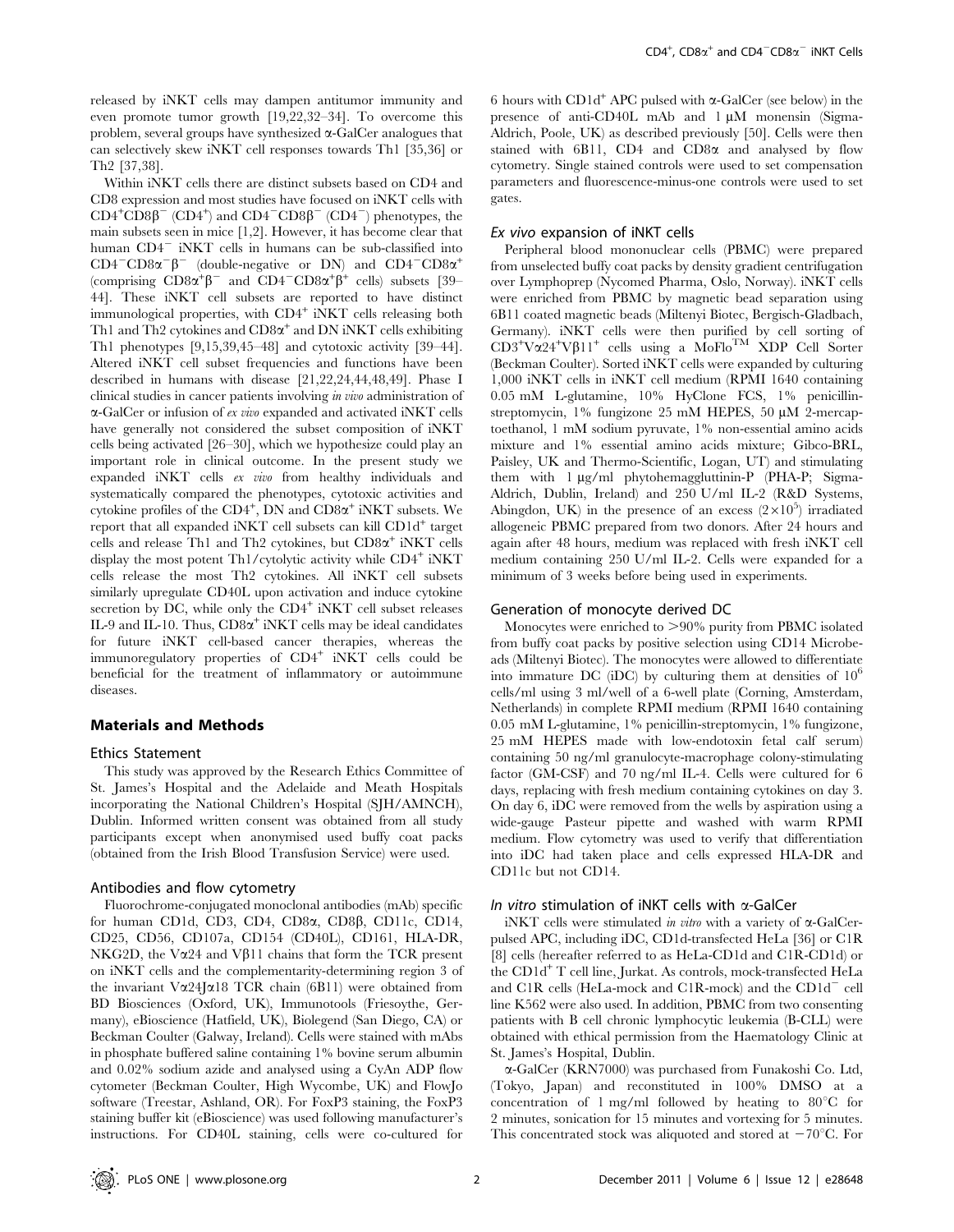released by iNKT cells may dampen antitumor immunity and even promote tumor growth [19,22,32–34]. To overcome this problem, several groups have synthesized α-GalCer analogues that can selectively skew iNKT cell responses towards Th1 [35,36] or Th2 [37,38].

Within iNKT cells there are distinct subsets based on CD4 and CD8 expression and most studies have focused on iNKT cells with $CD4^{+}CD8\beta^{-}$ ($CD4^{+}$) and $CD4^{-}CD8\beta^{-}$ ($CD4^{-}$) phenotypes, the main subsets seen in mice [1,2]. However, it has become clear that human $CD4^{-}$ iNKT cells in humans can be sub-classified into $CD4^{-}CD8\alpha^{-}\beta^{-}$ (double-negative or DN) and $CD4^{-}CD8\alpha^{+}$ (comprising $CD8\alpha^{+}\beta^{-}$ and $CD4^{-}CD8\alpha^{+}\beta^{+}$ cells) subsets [39–44]. These iNKT cell subsets are reported to have distinct immunological properties, with $CD4^{+}$ iNKT cells releasing both Th1 and Th2 cytokines and DN iNKT cells exhibiting Th1 phenotypes [9,15,39,45–48] and cytotoxic activity [39–44]. Altered iNKT cell subset frequencies and functions have been described in humans with disease [21,22,24,44,48,49]. Phase I clinical studies in cancer patients involving *in vivo* administration of α-GalCer or infusion of *ex vivo* expanded and activated iNKT cells have generally not considered the subset composition of iNKT cells being activated [26–30], which we hypothesize could play an important role in clinical outcome. In the present study we expanded iNKT cells *ex vivo* from healthy individuals and systematically compared the phenotypes, cytotoxic activities and cytokine profiles of the $CD4^{+}$, DN and $CD8\alpha^{+}$ iNKT subsets. We report that all expanded iNKT cell subsets can kill $CD1d^{+}$ target cells and release Th1 and Th2 cytokines, but $CD8\alpha^{+}$ iNKT cells display the most potent Th1/cytolytic activity while $CD4^{+}$ iNKT cells release the most Th2 cytokines. All iNKT cell subsets similarly upregulate CD40L upon activation and induce cytokine secretion by DC, while only the $CD4^{+}$ iNKT cell subset releases IL-9 and IL-10. Thus, $CD8\alpha^{+}$ iNKT cells may be ideal candidates for future iNKT cell-based cancer therapies, whereas the immunoregulatory properties of $CD4^{+}$ iNKT cells could be beneficial for the treatment of inflammatory or autoimmune diseases.

## Materials and Methods

### Ethics Statement

This study was approved by the Research Ethics Committee of St. James's Hospital and the Adelaide and Meath Hospitals incorporating the National Children's Hospital (SJH/AMNCH), Dublin. Informed written consent was obtained from all study participants except when anonymised used buffy coat packs (obtained from the Irish Blood Transfusion Service) were used.

### Antibodies and flow cytometry

Fluorochrome-conjugated monoclonal antibodies (mAb) specific for human CD1d, CD3, CD4, CD8α, CD8β, CD11c, CD14, CD25, CD56, CD107a, CD154 (CD40L), CD161, HLA-DR, NKG2D, the Vα24 and Vβ11 chains that form the TCR present on iNKT cells and the complementarity-determining region 3 of the invariant Vα24Jα18 TCR chain (6B11) were obtained from BD Biosciences (Oxford, UK), Immunotools (Friesoythe, Germany), eBioscience (Hatfield, UK), Biolegend (San Diego, CA) or Beckman Coulter (Galway, Ireland). Cells were stained with mAbs in phosphate buffered saline containing 1% bovine serum albumin and 0.02% sodium azide and analysed using a CyAn ADP flow cytometer (Beckman Coulter, High Wycombe, UK) and FlowJo software (Treestar, Ashland, OR). For FoxP3 staining, the FoxP3 staining buffer kit (eBioscience) was used following manufacturer's instructions. For CD40L staining, cells were co-cultured for 6 hours with $CD1d^{+}$ APC pulsed with α-GalCer (see below) in the presence of anti-CD40L mAb and 1 µM monensin (Sigma-Aldrich, Poole, UK) as described previously [50]. Cells were then stained with 6B11, CD4 and CD8α and analysed by flow cytometry. Single stained controls were used to set compensation parameters and fluorescence-minus-one controls were used to set gates.

### *Ex vivo* expansion of iNKT cells

Peripheral blood mononuclear cells (PBMC) were prepared from unselected buffy coat packs by density gradient centrifugation over Lymphoprep (Nycomed Pharma, Oslo, Norway). iNKT cells were enriched from PBMC by magnetic bead separation using 6B11 coated magnetic beads (Miltenyi Biotec, Bergisch-Gladbach, Germany). iNKT cells were then purified by cell sorting of $CD3^{+}V\alpha24^{+}V\beta11^{+}$ cells using a MoFlo™ XDP Cell Sorter (Beckman Coulter). Sorted iNKT cells were expanded by culturing 1,000 iNKT cells in iNKT cell medium (RPMI 1640 containing 0.05 mM L-glutamine, 10% HyClone FCS, 1% penicillin-streptomycin, 1% fungizone 25 mM HEPES, 50 µM 2-mercaptoethanol, 1 mM sodium pyruvate, 1% non-essential amino acids mixture and 1% essential amino acids mixture; Gibco-BRL, Paisley, UK and Thermo-Scientific, Logan, UT) and stimulating them with 1 µg/ml phytohemagglutinin-P (PHA-P; Sigma-Aldrich, Dublin, Ireland) and 250 U/ml IL-2 (R&D Systems, Abingdon, UK) in the presence of an excess ($2\times10^{5}$) irradiated allogeneic PBMC prepared from two donors. After 24 hours and again after 48 hours, medium was replaced with fresh iNKT cell medium containing 250 U/ml IL-2. Cells were expanded for a minimum of 3 weeks before being used in experiments.

### Generation of monocyte derived DC

Monocytes were enriched to >90% purity from PBMC isolated from buffy coat packs by positive selection using CD14 Microbeads (Miltenyi Biotec). The monocytes were allowed to differentiate into immature DC (iDC) by culturing them at densities of $10^{6}$ cells/ml using 3 ml/well of a 6-well plate (Corning, Amsterdam, Netherlands) in complete RPMI medium (RPMI 1640 containing 0.05 mM L-glutamine, 1% penicillin-streptomycin, 1% fungizone, 25 mM HEPES made with low-endotoxin fetal calf serum) containing 50 ng/ml granulocyte-macrophage colony-stimulating factor (GM-CSF) and 70 ng/ml IL-4. Cells were cultured for 6 days, replacing with fresh medium containing cytokines on day 3. On day 6, iDC were removed from the wells by aspiration using a wide-gauge Pasteur pipette and washed with warm RPMI medium. Flow cytometry was used to verify that differentiation into iDC had taken place and cells expressed HLA-DR and CD11c but not CD14.

### *In vitro* stimulation of iNKT cells with α-GalCer

iNKT cells were stimulated *in vitro* with a variety of α-GalCer-pulsed APC, including iDC, CD1d-transfected HeLa [36] or C1R [8] cells (hereafter referred to as HeLa-CD1d and C1R-CD1d) or the $CD1d^{+}$ T cell line, Jurkat. As controls, mock-transfected HeLa and C1R cells (HeLa-mock and C1R-mock) and the $CD1d^{-}$ cell line K562 were also used. In addition, PBMC from two consenting patients with B cell chronic lymphocytic leukemia (B-CLL) were obtained with ethical permission from the Haematology Clinic at St. James's Hospital, Dublin.

α-GalCer (KRN7000) was purchased from Funakoshi Co. Ltd, (Tokyo, Japan) and reconstituted in 100% DMSO at a concentration of 1 mg/ml followed by heating to 80°C for 2 minutes, sonication for 15 minutes and vortexing for 5 minutes. This concentrated stock was aliquoted and stored at −70°C. For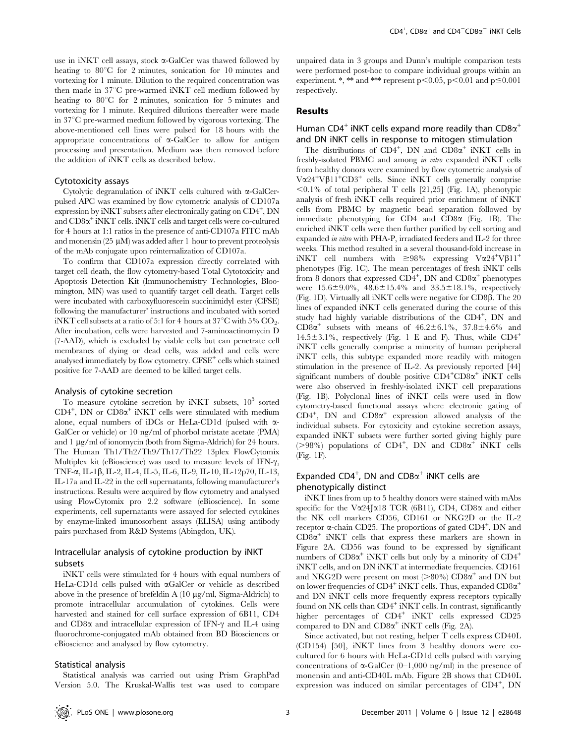use in iNKT cell assays, stock α-GalCer was thawed followed by heating to 80°C for 2 minutes, sonication for 10 minutes and vortexing for 1 minute. Dilution to the required concentration was then made in 37°C pre-warmed iNKT cell medium followed by heating to 80°C for 2 minutes, sonication for 5 minutes and vortexing for 1 minute. Required dilutions thereafter were made in 37°C pre-warmed medium followed by vigorous vortexing. The above-mentioned cell lines were pulsed for 18 hours with the appropriate concentrations of α-GalCer to allow for antigen processing and presentation. Medium was then removed before the addition of iNKT cells as described below.

### Cytotoxicity assays

Cytolytic degranulation of iNKT cells cultured with α-GalCer-pulsed APC was examined by flow cytometric analysis of CD107a expression by iNKT subsets after electronically gating on $CD4^+$, DN and $CD8\alpha^+$ iNKT cells. iNKT cells and target cells were co-cultured for 4 hours at 1:1 ratios in the presence of anti-CD107a FITC mAb and monensin (25 μM) was added after 1 hour to prevent proteolysis of the mAb conjugate upon reinternalization of CD107a.

To confirm that CD107a expression directly correlated with target cell death, the flow cytometry-based Total Cytotoxicity and Apoptosis Detection Kit (Immunochemistry Technologies, Bloomington, MN) was used to quantify target cell death. Target cells were incubated with carboxyfluorescein succinimidyl ester (CFSE) following the manufacturer' instructions and incubated with sorted iNKT cell subsets at a ratio of 5:1 for 4 hours at 37°C with 5% $CO_2$. After incubation, cells were harvested and 7-aminoactinomycin D (7-AAD), which is excluded by viable cells but can penetrate cell membranes of dying or dead cells, was added and cells were analysed immediately by flow cytometry. $CFSE^+$ cells which stained positive for 7-AAD are deemed to be killed target cells.

### Analysis of cytokine secretion

To measure cytokine secretion by iNKT subsets, $10^5$ sorted $CD4^+$, DN or $CD8\alpha^+$ iNKT cells were stimulated with medium alone, equal numbers of iDCs or HeLa-CD1d (pulsed with α-GalCer or vehicle) or 10 ng/ml of phorbol mristate acetate (PMA) and 1 μg/ml of ionomycin (both from Sigma-Aldrich) for 24 hours. The Human Th1/Th2/Th9/Th17/Th22 13plex FlowCytomix Multiplex kit (eBioscience) was used to measure levels of IFN-γ, TNF-α, IL-1β, IL-2, IL-4, IL-5, IL-6, IL-9, IL-10, IL-12p70, IL-13, IL-17a and IL-22 in the cell supernatants, following manufacturer's instructions. Results were acquired by flow cytometry and analysed using FlowCytomix pro 2.2 software (eBioscience). In some experiments, cell supernatants were assayed for selected cytokines by enzyme-linked imunosorbent assays (ELISA) using antibody pairs purchased from R&D Systems (Abingdon, UK).

### Intracellular analysis of cytokine production by iNKT subsets

iNKT cells were stimulated for 4 hours with equal numbers of HeLa-CD1d cells pulsed with αGalCer or vehicle as described above in the presence of brefeldin A (10 μg/ml, Sigma-Aldrich) to promote intracellular accumulation of cytokines. Cells were harvested and stained for cell surface expression of 6B11, CD4 and CD8α and intracellular expression of IFN-γ and IL-4 using fluorochrome-conjugated mAb obtained from BD Biosciences or eBioscience and analysed by flow cytometry.

### Statistical analysis

Statistical analysis was carried out using Prism GraphPad Version 5.0. The Kruskal-Wallis test was used to compare unpaired data in 3 groups and Dunn's multiple comparison tests were performed post-hoc to compare individual groups within an experiment. *, ** and *** represent $p<0.05$, $p<0.01$ and $p\leq0.001$ respectively.

## Results

### Human $CD4^+$ iNKT cells expand more readily than $CD8\alpha^+$ and DN iNKT cells in response to mitogen stimulation

The distributions of $CD4^+$, DN and $CD8\alpha^+$ iNKT cells in freshly-isolated PBMC and among *in vitro* expanded iNKT cells from healthy donors were examined by flow cytometric analysis of $V\alpha24^+V\beta11^+CD3^+$ cells. Since iNKT cells generally comprise <0.1% of total peripheral T cells [21,25] (Fig. 1A), phenotypic analysis of fresh iNKT cells required prior enrichment of iNKT cells from PBMC by magnetic bead separation followed by immediate phenotyping for CD4 and CD8α (Fig. 1B). The enriched iNKT cells were then further purified by cell sorting and expanded *in vitro* with PHA-P, irradiated feeders and IL-2 for three weeks. This method resulted in a several thousand-fold increase in iNKT cell numbers with ≥98% expressing $V\alpha24^+V\beta11^+$ phenotypes (Fig. 1C). The mean percentages of fresh iNKT cells from 8 donors that expressed $CD4^+$, DN and $CD8\alpha^+$ phenotypes were 15.6±9.0%, 48.6±15.4% and 33.5±18.1%, respectively (Fig. 1D). Virtually all iNKT cells were negative for CD8β. The 20 lines of expanded iNKT cells generated during the course of this study had highly variable distributions of the $CD4^+$, DN and $CD8\alpha^+$ subsets with means of 46.2±6.1%, 37.8±4.6% and 14.5±3.1%, respectively (Fig. 1 E and F). Thus, while $CD4^+$ iNKT cells generally comprise a minority of human peripheral iNKT cells, this subtype expanded more readily with mitogen stimulation in the presence of IL-2. As previously reported [44] significant numbers of double positive $CD4^+CD8\alpha^+$ iNKT cells were also observed in freshly-isolated iNKT cell preparations (Fig. 1B). Polyclonal lines of iNKT cells were used in flow cytometry-based functional assays where electronic gating of $CD4^+$, DN and $CD8\alpha^+$ expression allowed analysis of the individual subsets. For cytoxicity and cytokine secretion assays, expanded iNKT subsets were further sorted giving highly pure (>98%) populations of $CD4^+$, DN and $CD8\alpha^+$ iNKT cells (Fig. 1F).

### Expanded $CD4^+$, DN and $CD8\alpha^+$ iNKT cells are phenotypically distinct

iNKT lines from up to 5 healthy donors were stained with mAbs specific for the Vα24Jα18 TCR (6B11), CD4, CD8α and either the NK cell markers CD56, CD161 or NKG2D or the IL-2 receptor α-chain CD25. The proportions of gated $CD4^+$, DN and $CD8\alpha^+$ iNKT cells that express these markers are shown in Figure 2A. CD56 was found to be expressed by significant numbers of $CD8\alpha^+$ iNKT cells but only by a minority of $CD4^+$ iNKT cells, and on DN iNKT at intermediate frequencies. CD161 and NKG2D were present on most (>80%) $CD8\alpha^+$ and DN but on lower frequencies of $CD4^+$ iNKT cells. Thus, expanded $CD8\alpha^+$ and DN iNKT cells more frequently express receptors typically found on NK cells than $CD4^+$ iNKT cells. In contrast, significantly higher percentages of $CD4^+$ iNKT cells expressed CD25 compared to DN and $CD8\alpha^+$ iNKT cells (Fig. 2A).

Since activated, but not resting, helper T cells express CD40L (CD154) [50], iNKT lines from 3 healthy donors were co-cultured for 6 hours with HeLa-CD1d cells pulsed with varying concentrations of α-GalCer (0–1,000 ng/ml) in the presence of monensin and anti-CD40L mAb. Figure 2B shows that CD40L expression was induced on similar percentages of $CD4^+$, DN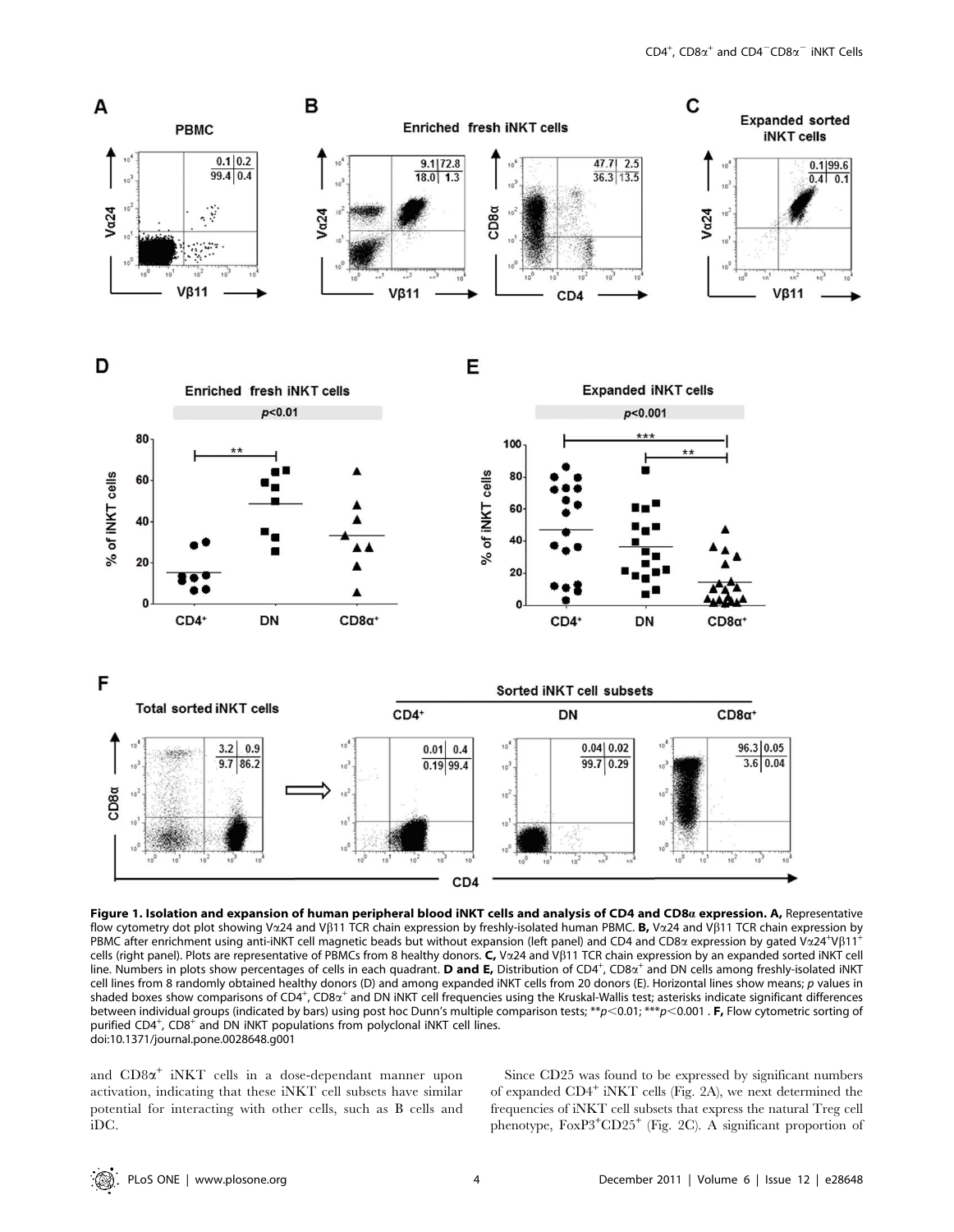**Figure 1. Isolation and expansion of human peripheral blood iNKT cells and analysis of CD4 and CD8α expression. A,** Representative flow cytometry dot plot showing Vα24 and Vβ11 TCR chain expression by freshly-isolated human PBMC. **B,** Vα24 and Vβ11 TCR chain expression by PBMC after enrichment using anti-iNKT cell magnetic beads but without expansion (left panel) and CD4 and CD8α expression by gated Vα24$^+$Vβ11$^+$ cells (right panel). Plots are representative of PBMCs from 8 healthy donors. **C,** Vα24 and Vβ11 TCR chain expression by an expanded sorted iNKT cell line. Numbers in plots show percentages of cells in each quadrant. **D and E,** Distribution of CD4$^+$, CD8α$^+$ and DN cells among freshly-isolated iNKT cell lines from 8 randomly obtained healthy donors (D) and among expanded iNKT cells from 20 donors (E). Horizontal lines show means; *p* values in shaded boxes show comparisons of CD4$^+$, CD8α$^+$ and DN iNKT cell frequencies using the Kruskal-Wallis test; asterisks indicate significant differences between individual groups (indicated by bars) using post hoc Dunn's multiple comparison tests; \*\*$p<0.01$; \*\*\*$p<0.001$ . **F,** Flow cytometric sorting of purified CD4$^+$, CD8$^+$ and DN iNKT populations from polyclonal iNKT cell lines.
doi:10.1371/journal.pone.0028648.g001

and CD8α$^+$ iNKT cells in a dose-dependant manner upon activation, indicating that these iNKT cell subsets have similar potential for interacting with other cells, such as B cells and iDC.

Since CD25 was found to be expressed by significant numbers of expanded CD4$^+$ iNKT cells (Fig. 2A), we next determined the frequencies of iNKT cell subsets that express the natural Treg cell phenotype, FoxP3$^+$CD25$^+$ (Fig. 2C). A significant proportion of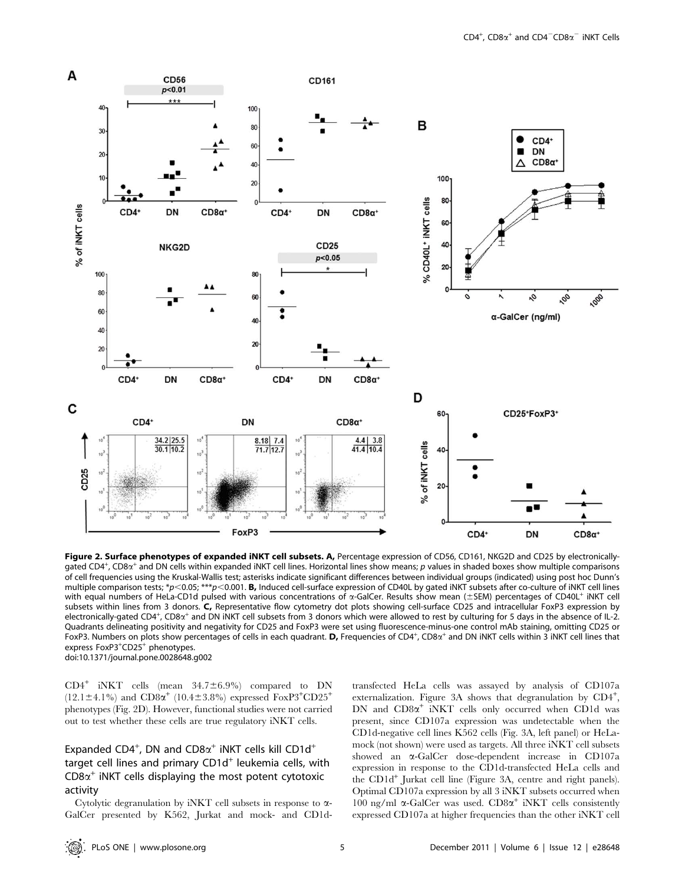**Figure 2. Surface phenotypes of expanded iNKT cell subsets. A,** Percentage expression of CD56, CD161, NKG2D and CD25 by electronically-gated CD4$^+$, CD8α$^+$ and DN cells within expanded iNKT cell lines. Horizontal lines show means; *p* values in shaded boxes show multiple comparisons of cell frequencies using the Kruskal-Wallis test; asterisks indicate significant differences between individual groups (indicated) using post hoc Dunn's multiple comparison tests; \*$p<0.05$; \*\*\*$p<0.001$. **B,** Induced cell-surface expression of CD40L by gated iNKT subsets after co-culture of iNKT cell lines with equal numbers of HeLa-CD1d pulsed with various concentrations of α-GalCer. Results show mean (±SEM) percentages of CD40L$^+$ iNKT cell subsets within lines from 3 donors. **C,** Representative flow cytometry dot plots showing cell-surface CD25 and intracellular FoxP3 expression by electronically-gated CD4$^+$, CD8α$^+$ and DN iNKT cell subsets from 3 donors which were allowed to rest by culturing for 5 days in the absence of IL-2. Quadrants delineating positivity and negativity for CD25 and FoxP3 were set using fluorescence-minus-one control mAb staining, omitting CD25 or FoxP3. Numbers on plots show percentages of cells in each quadrant. **D,** Frequencies of CD4$^+$, CD8α$^+$ and DN iNKT cells within 3 iNKT cell lines that express FoxP3$^+$CD25$^+$ phenotypes.
doi:10.1371/journal.pone.0028648.g002

CD4$^+$ iNKT cells (mean 34.7±6.9%) compared to DN (12.1±4.1%) and CD8α$^+$ (10.4±3.8%) expressed FoxP3$^+$CD25$^+$ phenotypes (Fig. 2D). However, functional studies were not carried out to test whether these cells are true regulatory iNKT cells.

## Expanded CD4$^+$, DN and CD8α$^+$ iNKT cells kill CD1d$^+$ target cell lines and primary CD1d$^+$ leukemia cells, with CD8α$^+$ iNKT cells displaying the most potent cytotoxic activity

Cytolytic degranulation by iNKT cell subsets in response to α-GalCer presented by K562, Jurkat and mock- and CD1d-transfected HeLa cells was assayed by analysis of CD107a externalization. Figure 3A shows that degranulation by CD4$^+$, DN and CD8α$^+$ iNKT cells only occurred when CD1d was present, since CD107a expression was undetectable when the CD1d-negative cell lines K562 cells (Fig. 3A, left panel) or HeLa-mock (not shown) were used as targets. All three iNKT cell subsets showed an α-GalCer dose-dependent increase in CD107a expression in response to the CD1d-transfected HeLa cells and the CD1d$^+$ Jurkat cell line (Figure 3A, centre and right panels). Optimal CD107a expression by all 3 iNKT subsets occurred when 100 ng/ml α-GalCer was used. CD8α$^+$ iNKT cells consistently expressed CD107a at higher frequencies than the other iNKT cell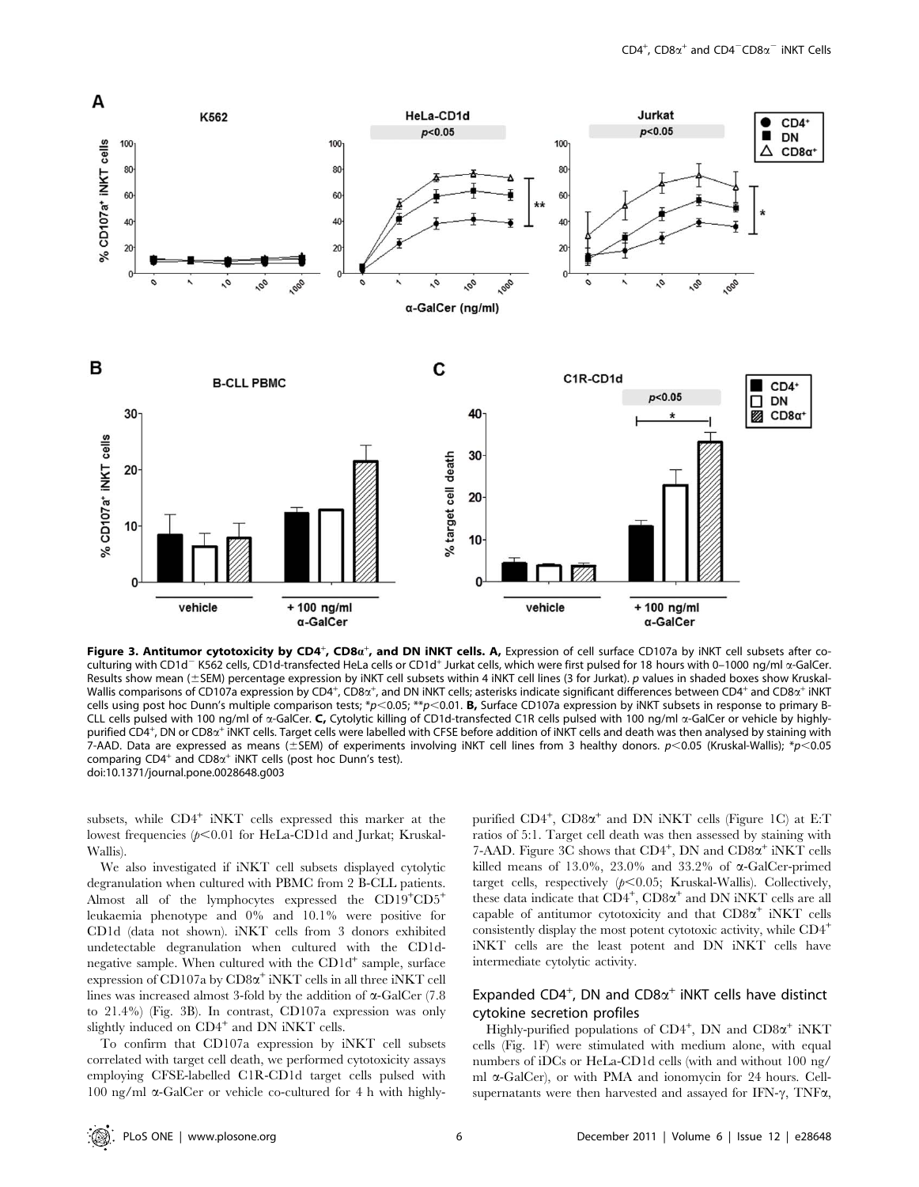**Figure 3. Antitumor cytotoxicity by CD4$^+$, CD8α$^+$, and DN iNKT cells. A,** Expression of cell surface CD107a by iNKT cell subsets after co-culturing with CD1d$^-$ K562 cells, CD1d-transfected HeLa cells or CD1d$^+$ Jurkat cells, which were first pulsed for 18 hours with 0–1000 ng/ml α-GalCer. Results show mean (±SEM) percentage expression by iNKT cell subsets within 4 iNKT cell lines (3 for Jurkat). *p* values in shaded boxes show Kruskal-Wallis comparisons of CD107a expression by CD4$^+$, CD8α$^+$, and DN iNKT cells; asterisks indicate significant differences between CD4$^+$ and CD8α$^+$ iNKT cells using post hoc Dunn's multiple comparison tests; \*$p<0.05$; \*\*$p<0.01$. **B,** Surface CD107a expression by iNKT subsets in response to primary B-CLL cells pulsed with 100 ng/ml of α-GalCer. **C,** Cytolytic killing of CD1d-transfected C1R cells pulsed with 100 ng/ml α-GalCer or vehicle by highly-purified CD4$^+$, DN or CD8α$^+$ iNKT cells. Target cells were labelled with CFSE before addition of iNKT cells and death was then analysed by staining with 7-AAD. Data are expressed as means (±SEM) of experiments involving iNKT cell lines from 3 healthy donors. $p<0.05$ (Kruskal-Wallis); \*$p<0.05$ comparing CD4$^+$ and CD8α$^+$ iNKT cells (post hoc Dunn's test).
doi:10.1371/journal.pone.0028648.g003

subsets, while CD4$^+$ iNKT cells expressed this marker at the lowest frequencies ($p<0.01$ for HeLa-CD1d and Jurkat; Kruskal-Wallis).

We also investigated if iNKT cell subsets displayed cytolytic degranulation when cultured with PBMC from 2 B-CLL patients. Almost all of the lymphocytes expressed the CD19$^+$CD5$^+$ leukaemia phenotype and 0% and 10.1% were positive for CD1d (data not shown). iNKT cells from 3 donors exhibited undetectable degranulation when cultured with the CD1d-negative sample. When cultured with the CD1d$^+$ sample, surface expression of CD107a by CD8α$^+$ iNKT cells in all three iNKT cell lines was increased almost 3-fold by the addition of α-GalCer (7.8 to 21.4%) (Fig. 3B). In contrast, CD107a expression was only slightly induced on CD4$^+$ and DN iNKT cells.

To confirm that CD107a expression by iNKT cell subsets correlated with target cell death, we performed cytotoxicity assays employing CFSE-labelled C1R-CD1d target cells pulsed with 100 ng/ml α-GalCer or vehicle co-cultured for 4 h with highly-purified CD4$^+$, CD8α$^+$ and DN iNKT cells (Figure 1C) at E:T ratios of 5:1. Target cell death was then assessed by staining with 7-AAD. Figure 3C shows that CD4$^+$, DN and CD8α$^+$ iNKT cells killed means of 13.0%, 23.0% and 33.2% of α-GalCer-primed target cells, respectively ($p<0.05$; Kruskal-Wallis). Collectively, these data indicate that CD4$^+$, CD8α$^+$ and DN iNKT cells are all capable of antitumor cytotoxicity and that CD8α$^+$ iNKT cells consistently display the most potent cytotoxic activity, while CD4$^+$ iNKT cells are the least potent and DN iNKT cells have intermediate cytolytic activity.

### Expanded CD4$^+$, DN and CD8α$^+$ iNKT cells have distinct cytokine secretion profiles

Highly-purified populations of CD4$^+$, DN and CD8α$^+$ iNKT cells (Fig. 1F) were stimulated with medium alone, with equal numbers of iDCs or HeLa-CD1d cells (with and without 100 ng/ml α-GalCer), or with PMA and ionomycin for 24 hours. Cell-supernatants were then harvested and assayed for IFN-γ, TNFα,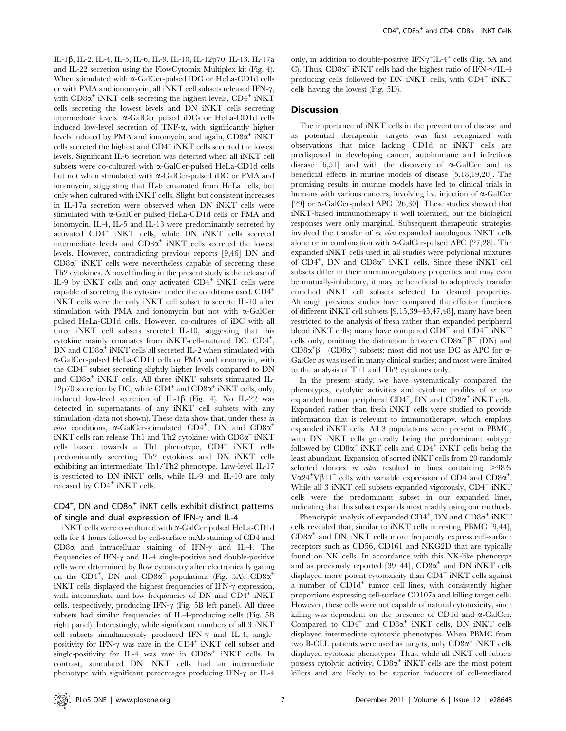IL-1β, IL-2, IL-4, IL-5, IL-6, IL-9, IL-10, IL-12p70, IL-13, IL-17a and IL-22 secretion using the FlowCytomix Multiplex kit (Fig. 4). When stimulated with α-GalCer-pulsed iDC or HeLa-CD1d cells or with PMA and ionomycin, all iNKT cell subsets released IFN-γ, with CD8α$^+$ iNKT cells secreting the highest levels, CD4$^+$ iNKT cells secreting the lowest levels and DN iNKT cells secreting intermediate levels. α-GalCer pulsed iDCs or HeLa-CD1d cells induced low-level secretion of TNF-α, with significantly higher levels induced by PMA and ionomycin, and again, CD8α$^+$ iNKT cells secreted the highest and CD4$^+$ iNKT cells secreted the lowest levels. Significant IL-6 secretion was detected when all iNKT cell subsets were co-cultured with α-GalCer-pulsed HeLa-CD1d cells but not when stimulated with α-GalCer-pulsed iDC or PMA and ionomycin, suggesting that IL-6 emanated from HeLa cells, but only when cultured with iNKT cells. Slight but consistent increases in IL-17a secretion were observed when DN iNKT cells were stimulated with α-GalCer pulsed HeLa-CD1d cells or PMA and ionomycin. IL-4, IL-5 and IL-13 were predominantly secreted by activated CD4$^+$ iNKT cells, while DN iNKT cells secreted intermediate levels and CD8α$^+$ iNKT cells secreted the lowest levels. However, contradicting previous reports [9,46] DN and CD8α$^+$ iNKT cells were nevertheless capable of secreting these Th2 cytokines. A novel finding in the present study is the release of IL-9 by iNKT cells and only activated CD4$^+$ iNKT cells were capable of secreting this cytokine under the conditions used. CD4$^+$ iNKT cells were the only iNKT cell subset to secrete IL-10 after stimulation with PMA and ionomycin but not with α-GalCer pulsed HeLa-CD1d cells. However, co-cultures of iDC with all three iNKT cell subsets secreted IL-10, suggesting that this cytokine mainly emanates from iNKT-cell-matured DC. CD4$^+$, DN and CD8α$^+$ iNKT cells all secreted IL-2 when stimulated with α-GalCer-pulsed HeLa-CD1d cells or PMA and ionomycin, with the CD4$^+$ subset secreting slightly higher levels compared to DN and CD8α$^+$ iNKT cells. All three iNKT subsets stimulated IL-12p70 secretion by DC, while CD4$^+$ and CD8α$^+$ iNKT cells, only, induced low-level secretion of IL-1β (Fig. 4). No IL-22 was detected in supernatants of any iNKT cell subsets with any stimulation (data not shown). These data show that, under these *in vitro* conditions, α-GalCer-stimulated CD4$^+$, DN and CD8α$^+$ iNKT cells can release Th1 and Th2 cytokines with CD8α$^+$ iNKT cells biased towards a Th1 phenotype, CD4$^+$ iNKT cells predominantly secreting Th2 cytokines and DN iNKT cells exhibiting an intermediate Th1/Th2 phenotype. Low-level IL-17 is restricted to DN iNKT cells, while IL-9 and IL-10 are only released by CD4$^+$ iNKT cells.

### CD4$^+$, DN and CD8α$^+$ iNKT cells exhibit distinct patterns of single and dual expression of IFN-γ and IL-4

iNKT cells were co-cultured with α-GalCer pulsed HeLa-CD1d cells for 4 hours followed by cell-surface mAb staining of CD4 and CD8α and intracellular staining of IFN-γ and IL-4. The frequencies of IFN-γ and IL-4 single-positive and double-positive cells were determined by flow cytometry after electronically gating on the CD4$^+$, DN and CD8α$^+$ populations (Fig. 5A). CD8α$^+$ iNKT cells displayed the highest frequencies of IFN-γ expression, with intermediate and low frequencies of DN and CD4$^+$ iNKT cells, respectively, producing IFN-γ (Fig. 5B left panel). All three subsets had similar frequencies of IL-4-producing cells (Fig. 5B right panel). Interestingly, while significant numbers of all 3 iNKT cell subsets simultaneously produced IFN-γ and IL-4, single-positivity for IFN-γ was rare in the CD4$^+$ iNKT cell subset and single-positivity for IL-4 was rare in CD8α$^+$ iNKT cells. In contrast, stimulated DN iNKT cells had an intermediate phenotype with significant percentages producing IFN-γ or IL-4 only, in addition to double-positive IFNγ$^+$IL-4$^+$ cells (Fig. 5A and C). Thus, CD8α$^+$ iNKT cells had the highest ratio of IFN-γ/IL-4 producing cells followed by DN iNKT cells, with CD4$^+$ iNKT cells having the lowest (Fig. 5D).

## Discussion

The importance of iNKT cells in the prevention of disease and as potential therapeutic targets was first recognized with observations that mice lacking CD1d or iNKT cells are predisposed to developing cancer, autoimmune and infectious disease [6,51] and with the discovery of α-GalCer and its beneficial effects in murine models of disease [5,18,19,20]. The promising results in murine models have led to clinical trials in humans with various cancers, involving i.v. injection of α-GalCer [29] or α-GalCer-pulsed APC [26,30]. These studies showed that iNKT-based immunotherapy is well tolerated, but the biological responses were only marginal. Subsequent therapeutic strategies involved the transfer of *ex vivo* expanded autologous iNKT cells alone or in combination with α-GalCer-pulsed APC [27,28]. The expanded iNKT cells used in all studies were polyclonal mixtures of CD4$^+$, DN and CD8α$^+$ iNKT cells. Since these iNKT cell subsets differ in their immunoregulatory properties and may even be mutually-inhibitory, it may be beneficial to adoptively transfer enriched iNKT cell subsets selected for desired properties. Although previous studies have compared the effector functions of different iNKT cell subsets [9,15,39–45,47,48], many have been restricted to the analysis of fresh rather than expanded peripheral blood iNKT cells; many have compared CD4$^+$ and CD4$^-$ iNKT cells only, omitting the distinction between CD8α$^-$β$^-$ (DN) and CD8α$^+$β$^-$ (CD8α$^+$) subsets; most did not use DC as APC for α-GalCer as was used in many clinical studies; and most were limited to the analysis of Th1 and Th2 cytokines only.

In the present study, we have systematically compared the phenotypes, cytolytic activities and cytokine profiles of *ex vivo* expanded human peripheral CD4$^+$, DN and CD8α$^+$ iNKT cells. Expanded rather than fresh iNKT cells were studied to provide information that is relevant to immunotherapy, which employs expanded iNKT cells. All 3 populations were present in PBMC, with DN iNKT cells generally being the predominant subtype followed by CD8α$^+$ iNKT cells and CD4$^+$ iNKT cells being the least abundant. Expansion of sorted iNKT cells from 20 randomly selected donors *in vitro* resulted in lines containing >98% Vα24$^+$Vβ11$^+$ cells with variable expression of CD4 and CD8α$^+$. While all 3 iNKT cell subsets expanded vigorously, CD4$^+$ iNKT cells were the predominant subset in our expanded lines, indicating that this subset expands most readily using our methods.

Phenotypic analysis of expanded CD4$^+$, DN and CD8α$^+$ iNKT cells revealed that, similar to iNKT cells in resting PBMC [9,44], CD8α$^+$ and DN iNKT cells more frequently express cell-surface receptors such as CD56, CD161 and NKG2D that are typically found on NK cells. In accordance with this NK-like phenotype and as previously reported [39–44], CD8α$^+$ and DN iNKT cells displayed more potent cytotoxicity than CD4$^+$ iNKT cells against a number of CD1d$^+$ tumor cell lines, with consistently higher proportions expressing cell-surface CD107a and killing target cells. However, these cells were not capable of natural cytotoxicity, since killing was dependent on the presence of CD1d and α-GalCer. Compared to CD4$^+$ and CD8α$^+$ iNKT cells, DN iNKT cells displayed intermediate cytotoxic phenotypes. When PBMC from two B-CLL patients were used as targets, only CD8α$^+$ iNKT cells displayed cytotoxic phenotypes. Thus, while all iNKT cell subsets possess cytolytic activity, CD8α$^+$ iNKT cells are the most potent killers and are likely to be superior inducers of cell-mediated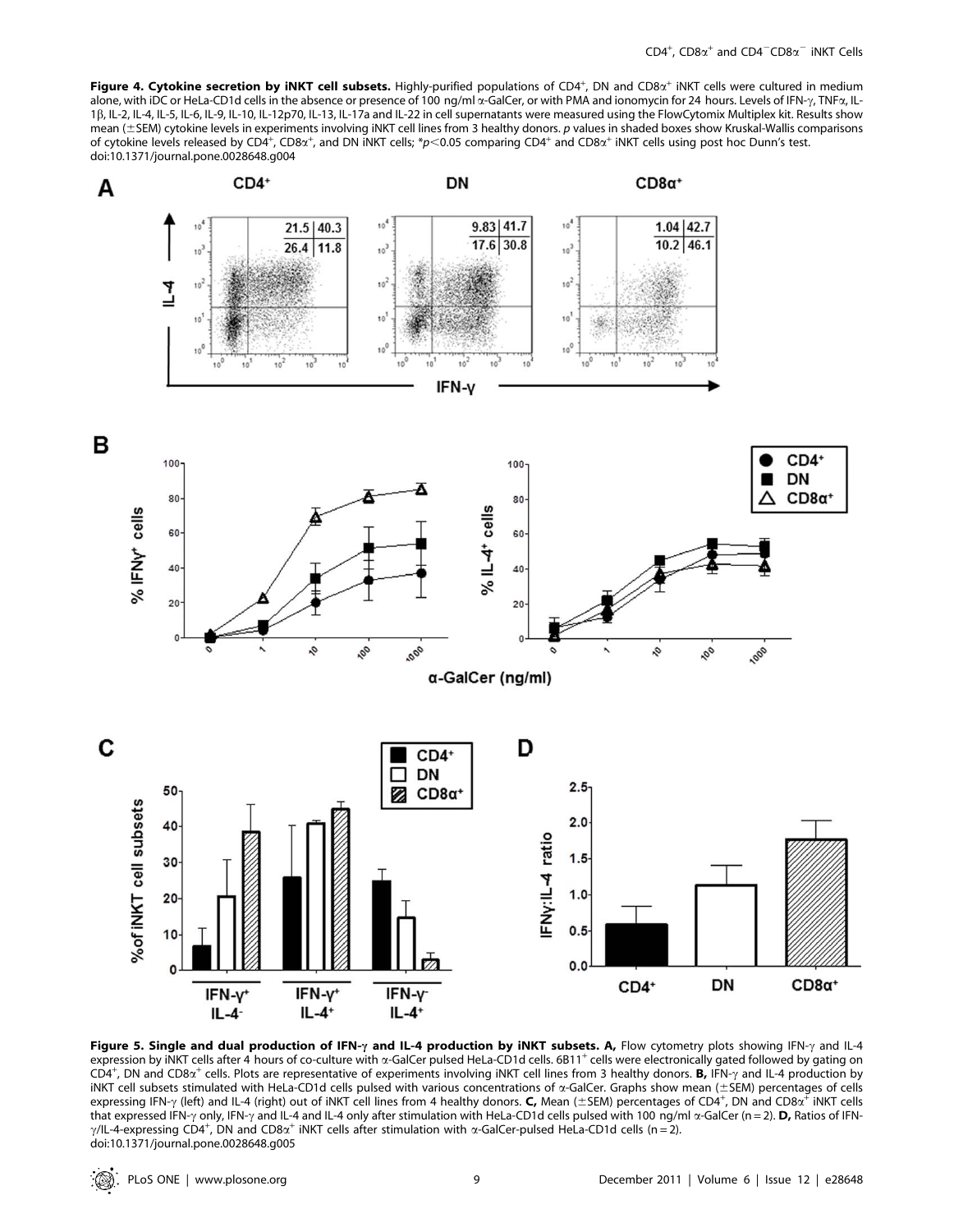**Figure 4. Cytokine secretion by iNKT cell subsets.** Highly-purified populations of CD4$^+$, DN and CD8α$^+$ iNKT cells were cultured in medium alone, with iDC or HeLa-CD1d cells in the absence or presence of 100 ng/ml α-GalCer, or with PMA and ionomycin for 24 hours. Levels of IFN-γ, TNFα, IL-1β, IL-2, IL-4, IL-5, IL-6, IL-9, IL-10, IL-12p70, IL-13, IL-17a and IL-22 in cell supernatants were measured using the FlowCytomix Multiplex kit. Results show mean (±SEM) cytokine levels in experiments involving iNKT cell lines from 3 healthy donors. *p* values in shaded boxes show Kruskal-Wallis comparisons of cytokine levels released by CD4$^+$, CD8α$^+$, and DN iNKT cells; *$p<0.05$ comparing CD4$^+$ and CD8α$^+$ iNKT cells using post hoc Dunn's test.
doi:10.1371/journal.pone.0028648.g004

**Figure 5. Single and dual production of IFN-γ and IL-4 production by iNKT subsets. A,** Flow cytometry plots showing IFN-γ and IL-4 expression by iNKT cells after 4 hours of co-culture with α-GalCer pulsed HeLa-CD1d cells. 6B11$^+$ cells were electronically gated followed by gating on CD4$^+$, DN and CD8α$^+$ cells. Plots are representative of experiments involving iNKT cell lines from 3 healthy donors. **B,** IFN-γ and IL-4 production by iNKT cell subsets stimulated with HeLa-CD1d cells pulsed with various concentrations of α-GalCer. Graphs show mean (±SEM) percentages of cells expressing IFN-γ (left) and IL-4 (right) out of iNKT cell lines from 4 healthy donors. **C,** Mean (±SEM) percentages of CD4$^+$, DN and CD8α$^+$ iNKT cells that expressed IFN-γ only, IFN-γ and IL-4 and IL-4 only after stimulation with HeLa-CD1d cells pulsed with 100 ng/ml α-GalCer (n = 2). **D,** Ratios of IFN-γ/IL-4-expressing CD4$^+$, DN and CD8α$^+$ iNKT cells after stimulation with α-GalCer-pulsed HeLa-CD1d cells (n = 2).
doi:10.1371/journal.pone.0028648.g005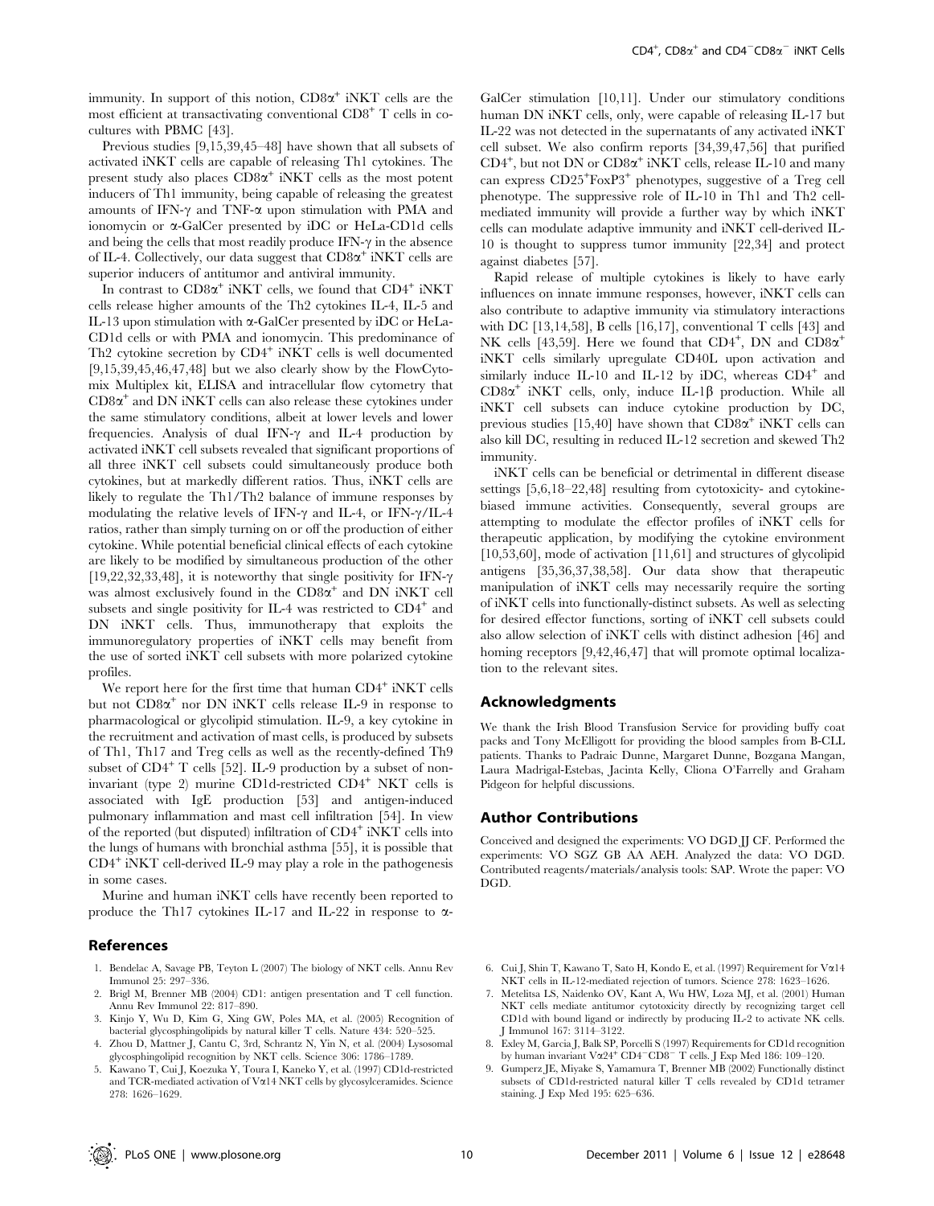immunity. In support of this notion, $CD8\alpha^+$ iNKT cells are the most efficient at transactivating conventional $CD8^+$ T cells in co-cultures with PBMC [43].

Previous studies [9,15,39,45–48] have shown that all subsets of activated iNKT cells are capable of releasing Th1 cytokines. The present study also places $CD8\alpha^+$ iNKT cells as the most potent inducers of Th1 immunity, being capable of releasing the greatest amounts of IFN-$\gamma$ and TNF-$\alpha$ upon stimulation with PMA and ionomycin or $\alpha$-GalCer presented by iDC or HeLa-CD1d cells and being the cells that most readily produce IFN-$\gamma$ in the absence of IL-4. Collectively, our data suggest that $CD8\alpha^+$ iNKT cells are superior inducers of antitumor and antiviral immunity.

In contrast to $CD8\alpha^+$ iNKT cells, we found that $CD4^+$ iNKT cells release higher amounts of the Th2 cytokines IL-4, IL-5 and IL-13 upon stimulation with $\alpha$-GalCer presented by iDC or HeLa-CD1d cells or with PMA and ionomycin. This predominance of Th2 cytokine secretion by $CD4^+$ iNKT cells is well documented [9,15,39,45,46,47,48] but we also clearly show by the FlowCytomix Multiplex kit, ELISA and intracellular flow cytometry that $CD8\alpha^+$ and DN iNKT cells can also release these cytokines under the same stimulatory conditions, albeit at lower levels and lower frequencies. Analysis of dual IFN-$\gamma$ and IL-4 production by activated iNKT cell subsets revealed that significant proportions of all three iNKT cell subsets could simultaneously produce both cytokines, but at markedly different ratios. Thus, iNKT cells are likely to regulate the Th1/Th2 balance of immune responses by modulating the relative levels of IFN-$\gamma$ and IL-4, or IFN-$\gamma$/IL-4 ratios, rather than simply turning on or off the production of either cytokine. While potential beneficial clinical effects of each cytokine are likely to be modified by simultaneous production of the other [19,22,32,33,48], it is noteworthy that single positivity for IFN-$\gamma$ was almost exclusively found in the $CD8\alpha^+$ and DN iNKT cell subsets and single positivity for IL-4 was restricted to $CD4^+$ and DN iNKT cells. Thus, immunotherapy that exploits the immunoregulatory properties of iNKT cells may benefit from the use of sorted iNKT cell subsets with more polarized cytokine profiles.

We report here for the first time that human $CD4^+$ iNKT cells but not $CD8\alpha^+$ nor DN iNKT cells release IL-9 in response to pharmacological or glycolipid stimulation. IL-9, a key cytokine in the recruitment and activation of mast cells, is produced by subsets of Th1, Th17 and Treg cells as well as the recently-defined Th9 subset of $CD4^+$ T cells [52]. IL-9 production by a subset of non-invariant (type 2) murine CD1d-restricted $CD4^+$ NKT cells is associated with IgE production [53] and antigen-induced pulmonary inflammation and mast cell infiltration [54]. In view of the reported (but disputed) infiltration of $CD4^+$ iNKT cells into the lungs of humans with bronchial asthma [55], it is possible that $CD4^+$ iNKT cell-derived IL-9 may play a role in the pathogenesis in some cases.

Murine and human iNKT cells have recently been reported to produce the Th17 cytokines IL-17 and IL-22 in response to $\alpha$-GalCer stimulation [10,11]. Under our stimulatory conditions human DN iNKT cells, only, were capable of releasing IL-17 but IL-22 was not detected in the supernatants of any activated iNKT cell subset. We also confirm reports [34,39,47,56] that purified $CD4^+$, but not DN or $CD8\alpha^+$ iNKT cells, release IL-10 and many can express $CD25^+FoxP3^+$ phenotypes, suggestive of a Treg cell phenotype. The suppressive role of IL-10 in Th1 and Th2 cell-mediated immunity will provide a further way by which iNKT cells can modulate adaptive immunity and iNKT cell-derived IL-10 is thought to suppress tumor immunity [22,34] and protect against diabetes [57].

Rapid release of multiple cytokines is likely to have early influences on innate immune responses, however, iNKT cells can also contribute to adaptive immunity via stimulatory interactions with DC [13,14,58], B cells [16,17], conventional T cells [43] and NK cells [43,59]. Here we found that $CD4^+$, DN and $CD8\alpha^+$ iNKT cells similarly upregulate CD40L upon activation and similarly induce IL-10 and IL-12 by iDC, whereas $CD4^+$ and $CD8\alpha^+$ iNKT cells, only, induce IL-1$\beta$ production. While all iNKT cell subsets can induce cytokine production by DC, previous studies [15,40] have shown that $CD8\alpha^+$ iNKT cells can also kill DC, resulting in reduced IL-12 secretion and skewed Th2 immunity.

iNKT cells can be beneficial or detrimental in different disease settings [5,6,18–22,48] resulting from cytotoxicity- and cytokine-biased immune activities. Consequently, several groups are attempting to modulate the effector profiles of iNKT cells for therapeutic application, by modifying the cytokine environment [10,53,60], mode of activation [11,61] and structures of glycolipid antigens [35,36,37,38,58]. Our data show that therapeutic manipulation of iNKT cells may necessarily require the sorting of iNKT cells into functionally-distinct subsets. As well as selecting for desired effector functions, sorting of iNKT cell subsets could also allow selection of iNKT cells with distinct adhesion [46] and homing receptors [9,42,46,47] that will promote optimal localization to the relevant sites.

## Acknowledgments

We thank the Irish Blood Transfusion Service for providing buffy coat packs and Tony McElligott for providing the blood samples from B-CLL patients. Thanks to Padraic Dunne, Margaret Dunne, Bozgana Mangan, Laura Madrigal-Estebas, Jacinta Kelly, Cliona O'Farrelly and Graham Pidgeon for helpful discussions.

## Author Contributions

Conceived and designed the experiments: VO DGD JJ CF. Performed the experiments: VO SGZ GB AA AEH. Analyzed the data: VO DGD. Contributed reagents/materials/analysis tools: SAP. Wrote the paper: VO DGD.

## References

1. Bendelac A, Savage PB, Teyton L (2007) The biology of NKT cells. Annu Rev Immunol 25: 297–336.
2. Brigl M, Brenner MB (2004) CD1: antigen presentation and T cell function. Annu Rev Immunol 22: 817–890.
3. Kinjo Y, Wu D, Kim G, Xing GW, Poles MA, et al. (2005) Recognition of bacterial glycosphingolipids by natural killer T cells. Nature 434: 520–525.
4. Zhou D, Mattner J, Cantu C, 3rd, Schrantz N, Yin N, et al. (2004) Lysosomal glycosphingolipid recognition by NKT cells. Science 306: 1786–1789.
5. Kawano T, Cui J, Koezuka Y, Toura I, Kaneko Y, et al. (1997) CD1d-restricted and TCR-mediated activation of $V\alpha14$ NKT cells by glycosylceramides. Science 278: 1626–1629.
6. Cui J, Shin T, Kawano T, Sato H, Kondo E, et al. (1997) Requirement for $V\alpha14$ NKT cells in IL-12-mediated rejection of tumors. Science 278: 1623–1626.
7. Metelitsa LS, Naidenko OV, Kant A, Wu HW, Loza MJ, et al. (2001) Human NKT cells mediate antitumor cytotoxicity directly by recognizing target cell CD1d with bound ligand or indirectly by producing IL-2 to activate NK cells. J Immunol 167: 3114–3122.
8. Exley M, Garcia J, Balk SP, Porcelli S (1997) Requirements for CD1d recognition by human invariant $V\alpha24^+$ $CD4^-CD8^-$ T cells. J Exp Med 186: 109–120.
9. Gumperz JE, Miyake S, Yamamura T, Brenner MB (2002) Functionally distinct subsets of CD1d-restricted natural killer T cells revealed by CD1d tetramer staining. J Exp Med 195: 625–636.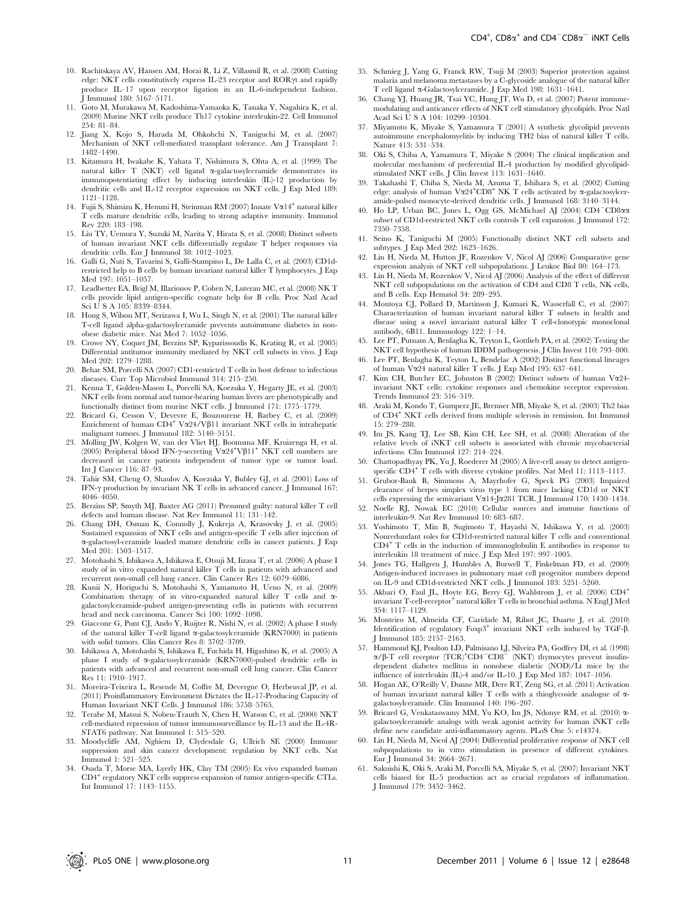10. Rachitskaya AV, Hansen AM, Horai R, Li Z, Villasmil R, et al. (2008) Cutting edge: NKT cells constitutively express IL-23 receptor and RORγt and rapidly produce IL–17 upon receptor ligation in an IL-6-independent fashion. J Immunol 180: 5167–5171.
11. Goto M, Murakawa M, Kadoshima-Yamaoka K, Tanaka Y, Nagahira K, et al. (2009) Murine NKT cells produce Th17 cytokine interleukin-22. Cell Immunol 254: 81–84.
12. Jiang X, Kojo S, Harada M, Ohkohchi N, Taniguchi M, et al. (2007) Mechanism of NKT cell-mediated transplant tolerance. Am J Transplant 7: 1482–1490.
13. Kitamura H, Iwakabe K, Yahata T, Nishimura S, Ohta A, et al. (1999) The natural killer T (NKT) cell ligand α-galactosylceramide demonstrates its immunopotentiating effect by inducing interleukin (IL)-12 production by dendritic cells and IL-12 receptor expression on NKT cells. J Exp Med 189: 1121–1128.
14. Fujii S, Shimizu K, Hemmi H, Steinman RM (2007) Innate Vα14$^{+}$ natural killer T cells mature dendritic cells, leading to strong adaptive immunity. Immunol Rev 220: 183–198.
15. Liu TY, Uemura Y, Suzuki M, Narita Y, Hirata S, et al. (2008) Distinct subsets of human invariant NKT cells differentially regulate T helper responses via dendritic cells. Eur J Immunol 38: 1012–1023.
16. Galli G, Nuti S, Tavarini S, Galli-Stampino L, De Lalla C, et al. (2003) CD1d-restricted help to B cells by human invariant natural killer T lymphocytes. J Exp Med 197: 1051–1057.
17. Leadbetter EA, Brigl M, Illarionov P, Cohen N, Luteran MC, et al. (2008) NK T cells provide lipid antigen-specific cognate help for B cells. Proc Natl Acad Sci U S A 105: 8339–8344.
18. Hong S, Wilson MT, Serizawa I, Wu L, Singh N, et al. (2001) The natural killer T-cell ligand alpha-galactosylceramide prevents autoimmune diabetes in non-obese diabetic mice. Nat Med 7: 1052–1056.
19. Crowe NY, Coquet JM, Berzins SP, Kyparissoudis K, Keating R, et al. (2005) Differential antitumor immunity mediated by NKT cell subsets in vivo. J Exp Med 202: 1279–1288.
20. Behar SM, Porcelli SA (2007) CD1-restricted T cells in host defense to infectious diseases. Curr Top Microbiol Immunol 314: 215–250.
21. Kenna T, Golden-Mason L, Porcelli SA, Koezuka Y, Hegarty JE, et al. (2003) NKT cells from normal and tumor-bearing human livers are phenotypically and functionally distinct from murine NKT cells. J Immunol 171: 1775–1779.
22. Bricard G, Cesson V, Devevre E, Bouzourene H, Barbey C, et al. (2009) Enrichment of human CD4$^{+}$ Vα24/Vβ11 invariant NKT cells in intrahepatic malignant tumors. J Immunol 182: 5140–5151.
23. Molling JW, Kolgen W, van der Vliet HJ, Boomsma MF, Kruizenga H, et al. (2005) Peripheral blood IFN-γ-secreting Vα24$^{+}$Vβ11$^{+}$ NKT cell numbers are decreased in cancer patients independent of tumor type or tumor load. Int J Cancer 116: 87–93.
24. Tahir SM, Cheng O, Shaulov A, Koezuka Y, Bubley GJ, et al. (2001) Loss of IFN-γ production by invariant NK T cells in advanced cancer. J Immunol 167: 4046–4050.
25. Berzins SP, Smyth MJ, Baxter AG (2011) Presumed guilty: natural killer T cell defects and human disease. Nat Rev Immunol 11: 131–142.
26. Chang DH, Osman K, Connolly J, Kukreja A, Krasovsky J, et al. (2005) Sustained expansion of NKT cells and antigen-specific T cells after injection of α-galactosyl-ceramide loaded mature dendritic cells in cancer patients. J Exp Med 201: 1503–1517.
27. Motohashi S, Ishikawa A, Ishikawa E, Otsuji M, Iizasa T, et al. (2006) A phase I study of in vitro expanded natural killer T cells in patients with advanced and recurrent non-small cell lung cancer. Clin Cancer Res 12: 6079–6086.
28. Kunii N, Horiguchi S, Motohashi S, Yamamoto H, Ueno N, et al. (2009) Combination therapy of in vitro-expanded natural killer T cells and α-galactosylceramide-pulsed antigen-presenting cells in patients with recurrent head and neck carcinoma. Cancer Sci 100: 1092–1098.
29. Giaccone G, Punt CJ, Ando Y, Ruijter R, Nishi N, et al. (2002) A phase I study of the natural killer T-cell ligand α-galactosylceramide (KRN7000) in patients with solid tumors. Clin Cancer Res 8: 3702–3709.
30. Ishikawa A, Motohashi S, Ishikawa E, Fuchida H, Higashino K, et al. (2005) A phase I study of α-galactosylceramide (KRN7000)-pulsed dendritic cells in patients with advanced and recurrent non-small cell lung cancer. Clin Cancer Res 11: 1910–1917.
31. Moreira-Teixeira L, Resende M, Coffre M, Devergne O, Herbeuval JP, et al. (2011) Proinflammatory Environment Dictates the IL-17-Producing Capacity of Human Invariant NKT Cells. J Immunol 186: 5758–5765.
32. Terabe M, Matsui S, Noben-Trauth N, Chen H, Watson C, et al. (2000) NKT cell-mediated repression of tumor immunosurveillance by IL-13 and the IL-4R-STAT6 pathway. Nat Immunol 1: 515–520.
33. Moodycliffe AM, Nghiem D, Clydesdale G, Ullrich SE (2000) Immune suppression and skin cancer development: regulation by NKT cells. Nat Immunol 1: 521–525.
34. Osada T, Morse MA, Lyerly HK, Clay TM (2005) Ex vivo expanded human CD4$^{+}$ regulatory NKT cells suppress expansion of tumor antigen-specific CTLs. Int Immunol 17: 1143–1155.
35. Schmieg J, Yang G, Franck RW, Tsuji M (2003) Superior protection against malaria and melanoma metastases by a C-glycoside analogue of the natural killer T cell ligand α-Galactosylceramide. J Exp Med 198: 1631–1641.
36. Chang YJ, Huang JR, Tsai YC, Hung JT, Wu D, et al. (2007) Potent immune-modulating and anticancer effects of NKT cell stimulatory glycolipids. Proc Natl Acad Sci U S A 104: 10299–10304.
37. Miyamoto K, Miyake S, Yamamura T (2001) A synthetic glycolipid prevents autoimmune encephalomyelitis by inducing TH2 bias of natural killer T cells. Nature 413: 531–534.
38. Oki S, Chiba A, Yamamura T, Miyake S (2004) The clinical implication and molecular mechanism of preferential IL-4 production by modified glycolipid-stimulated NKT cells. J Clin Invest 113: 1631–1640.
39. Takahashi T, Chiba S, Nieda M, Azuma T, Ishihara S, et al. (2002) Cutting edge: analysis of human Vα24$^{+}$CD8$^{+}$ NK T cells activated by α-galactosylceramide-pulsed monocyte-derived dendritic cells. J Immunol 168: 3140–3144.
40. Ho LP, Urban BC, Jones L, Ogg GS, McMichael AJ (2004) CD4$^{-}$CD8αα subset of CD1d-restricted NKT cells controls T cell expansion. J Immunol 172: 7350–7358.
41. Seino K, Taniguchi M (2005) Functionally distinct NKT cell subsets and subtypes. J Exp Med 202: 1623–1626.
42. Lin H, Nieda M, Hutton JF, Rozenkov V, Nicol AJ (2006) Comparative gene expression analysis of NKT cell subpopulations. J Leukoc Biol 80: 164–173.
43. Lin H, Nieda M, Rozenkov V, Nicol AJ (2006) Analysis of the effect of different NKT cell subpopulations on the activation of CD4 and CD8 T cells, NK cells, and B cells. Exp Hematol 34: 289–295.
44. Montoya CJ, Pollard D, Martinson J, Kumari K, Wasserfall C, et al. (2007) Characterization of human invariant natural killer T subsets in health and disease using a novel invariant natural killer T cell-clonotypic monoclonal antibody, 6B11. Immunology 122: 1–14.
45. Lee PT, Putnam A, Benlagha K, Teyton L, Gottlieb PA, et al. (2002) Testing the NKT cell hypothesis of human IDDM pathogenesis. J Clin Invest 110: 793–800.
46. Lee PT, Benlagha K, Teyton L, Bendelac A (2002) Distinct functional lineages of human Vα24 natural killer T cells. J Exp Med 195: 637–641.
47. Kim CH, Butcher EC, Johnston B (2002) Distinct subsets of human Vα24-invariant NKT cells: cytokine responses and chemokine receptor expression. Trends Immunol 23: 516–519.
48. Araki M, Kondo T, Gumperz JE, Brenner MB, Miyake S, et al. (2003) Th2 bias of CD4$^{+}$ NKT cells derived from multiple sclerosis in remission. Int Immunol 15: 279–288.
49. Im JS, Kang TJ, Lee SB, Kim CH, Lee SH, et al. (2008) Alteration of the relative levels of iNKT cell subsets is associated with chronic mycobacterial infections. Clin Immunol 127: 214–224.
50. Chattopadhyay PK, Yu J, Roederer M (2005) A live-cell assay to detect antigen-specific CD4$^{+}$ T cells with diverse cytokine profiles. Nat Med 11: 1113–1117.
51. Grubor-Bauk B, Simmons A, Mayrhofer G, Speck PG (2003) Impaired clearance of herpes simplex virus type 1 from mice lacking CD1d or NKT cells expressing the semivariant Vα14-Jα281 TCR. J Immunol 170: 1430–1434.
52. Noelle RJ, Nowak EC (2010) Cellular sources and immune functions of interleukin-9. Nat Rev Immunol 10: 683–687.
53. Yoshimoto T, Min B, Sugimoto T, Hayashi N, Ishikawa Y, et al. (2003) Nonredundant roles for CD1d-restricted natural killer T cells and conventional CD4$^{+}$ T cells in the induction of immunoglobulin E antibodies in response to interleukin 18 treatment of mice. J Exp Med 197: 997–1005.
54. Jones TG, Hallgren J, Humbles A, Burwell T, Finkelman FD, et al. (2009) Antigen-induced increases in pulmonary mast cell progenitor numbers depend on IL-9 and CD1d-restricted NKT cells. J Immunol 183: 5251–5260.
55. Akbari O, Faul JL, Hoyte EG, Berry GJ, Wahlstrom J, et al. (2006) CD4$^{+}$ invariant T-cell-receptor$^{+}$ natural killer T cells in bronchial asthma. N Engl J Med 354: 1117–1129.
56. Monteiro M, Almeida CF, Caridade M, Ribot JC, Duarte J, et al. (2010) Identification of regulatory Foxp3$^{+}$ invariant NKT cells induced by TGF-β. J Immunol 185: 2157–2163.
57. Hammond KJ, Poulton LD, Palmisano LJ, Silveira PA, Godfrey DI, et al. (1998) α/β-T cell receptor (TCR)$^{+}$CD4$^{-}$CD8$^{-}$ (NKT) thymocytes prevent insulin-dependent diabetes mellitus in nonobese diabetic (NOD)/Lt mice by the influence of interleukin (IL)-4 and/or IL-10. J Exp Med 187: 1047–1056.
58. Hogan AE, O'Reilly V, Dunne MR, Dere RT, Zeng SG, et al. (2011) Activation of human invariant natural killer T cells with a thioglycoside analogue of α-galactosylceramide. Clin Immunol 140: 196–207.
59. Bricard G, Venkataswamy MM, Yu KO, Im JS, Ndonye RM, et al. (2010) α-galactosylceramide analogs with weak agonist activity for human iNKT cells define new candidate anti-inflammatory agents. PLoS One 5: e14374.
60. Lin H, Nieda M, Nicol AJ (2004) Differential proliferative response of NKT cell subpopulations to in vitro stimulation in presence of different cytokines. Eur J Immunol 34: 2664–2671.
61. Sakuishi K, Oki S, Araki M, Porcelli SA, Miyake S, et al. (2007) Invariant NKT cells biased for IL-5 production act as crucial regulators of inflammation. J Immunol 179: 3452–3462.